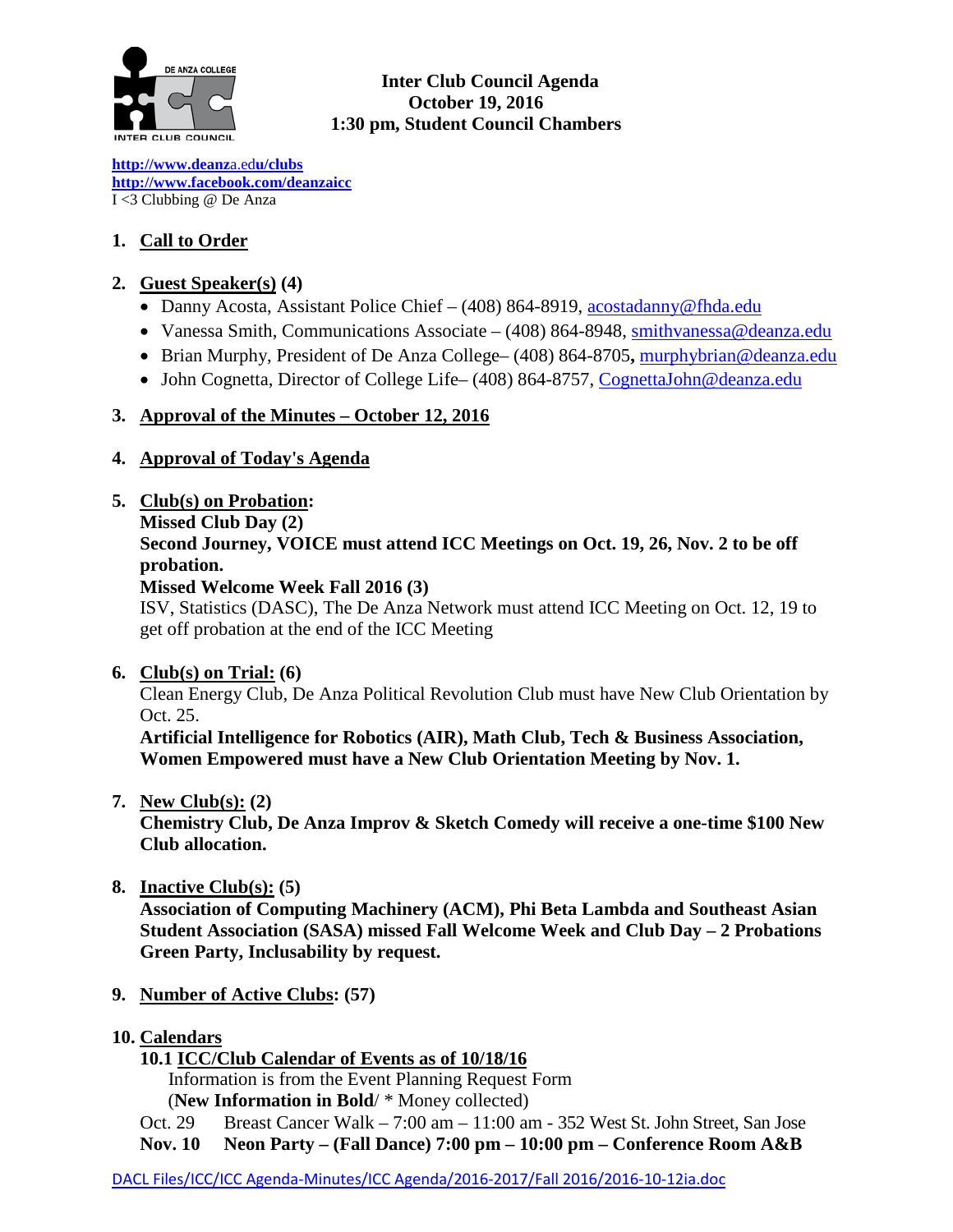# Inter Club Council Agenda
**October 19, 2016**
**1:30 pm, Student Council Chambers**

http://www.deanza.edu/clubs
http://www.facebook.com/deanzaicc
I <3 Clubbing @ De Anza

1. **Call to Order**

2. **Guest Speaker(s) (4)**
   - Danny Acosta, Assistant Police Chief – (408) 864-8919, acostadanny@fhda.edu
   - Vanessa Smith, Communications Associate – (408) 864-8948, smithvanessa@deanza.edu
   - Brian Murphy, President of De Anza College– (408) 864-8705**,** murphybrian@deanza.edu
   - John Cognetta, Director of College Life– (408) 864-8757, CognettaJohn@deanza.edu

3. **Approval of the Minutes – October 12, 2016**

4. **Approval of Today's Agenda**

5. **Club(s) on Probation:**
   **Missed Club Day (2)**
   **Second Journey, VOICE must attend ICC Meetings on Oct. 19, 26, Nov. 2 to be off probation.**
   **Missed Welcome Week Fall 2016 (3)**
   ISV, Statistics (DASC), The De Anza Network must attend ICC Meeting on Oct. 12, 19 to get off probation at the end of the ICC Meeting

6. **Club(s) on Trial: (6)**
   Clean Energy Club, De Anza Political Revolution Club must have New Club Orientation by Oct. 25.
   **Artificial Intelligence for Robotics (AIR), Math Club, Tech & Business Association, Women Empowered must have a New Club Orientation Meeting by Nov. 1.**

7. **New Club(s): (2)**
   **Chemistry Club, De Anza Improv & Sketch Comedy will receive a one-time $100 New Club allocation.**

8. **Inactive Club(s): (5)**
   **Association of Computing Machinery (ACM), Phi Beta Lambda and Southeast Asian Student Association (SASA) missed Fall Welcome Week and Club Day – 2 Probations Green Party, Inclusability by request.**

9. **Number of Active Clubs: (57)**

10. **Calendars**
    **10.1 ICC/Club Calendar of Events as of 10/18/16**
    Information is from the Event Planning Request Form
    (**New Information in Bold**/ * Money collected)
    Oct. 29 Breast Cancer Walk – 7:00 am – 11:00 am - 352 West St. John Street, San Jose
    **Nov. 10 Neon Party – (Fall Dance) 7:00 pm – 10:00 pm – Conference Room A&B**

DACL Files/ICC/ICC Agenda-Minutes/ICC Agenda/2016-2017/Fall 2016/2016-10-12ia.doc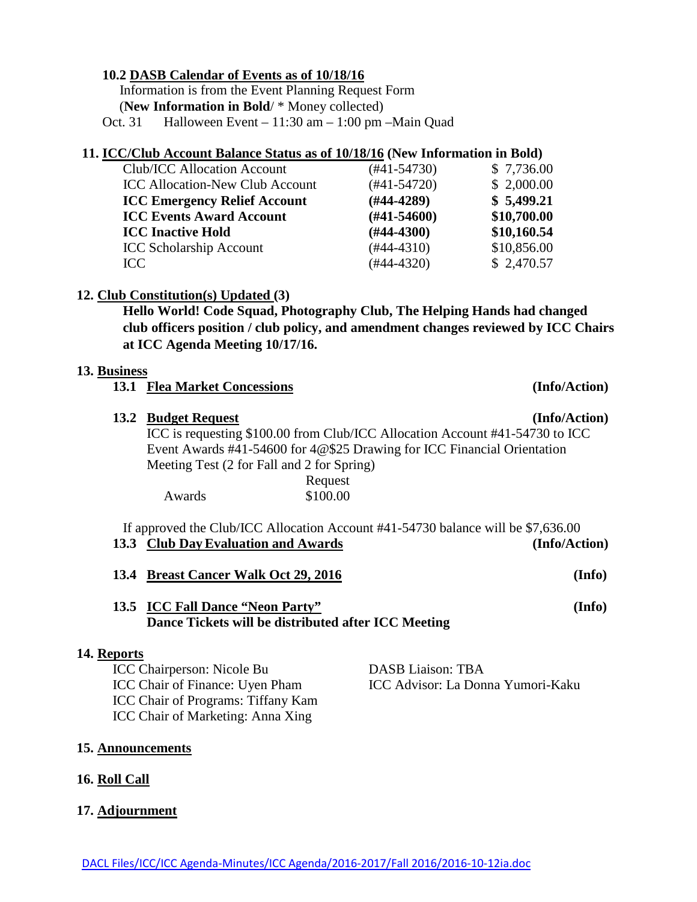**10.2 <u>DASB Calendar of Events as of 10/18/16</u>**

Information is from the Event Planning Request Form
(**New Information in Bold**/ * Money collected)

Oct. 31 Halloween Event – 11:30 am – 1:00 pm –Main Quad

**11. <u>ICC/Club Account Balance Status as of 10/18/16</u> (New Information in Bold)**

| | | |
|---|---|---|
| Club/ICC Allocation Account | (#41-54730) | $ 7,736.00 |
| ICC Allocation-New Club Account | (#41-54720) | $ 2,000.00 |
| **ICC Emergency Relief Account** | **(#44-4289)** | **$ 5,499.21** |
| **ICC Events Award Account** | **(#41-54600)** | **$10,700.00** |
| **ICC Inactive Hold** | **(#44-4300)** | **$10,160.54** |
| ICC Scholarship Account | (#44-4310) | $10,856.00 |
| ICC | (#44-4320) | $ 2,470.57 |

**12. <u>Club Constitution(s) Updated</u> (3)**

**Hello World! Code Squad, Photography Club, The Helping Hands had changed club officers position / club policy, and amendment changes reviewed by ICC Chairs at ICC Agenda Meeting 10/17/16.**

**13. <u>Business</u>**

**13.1 <u>Flea Market Concessions</u> (Info/Action)**

**13.2 <u>Budget Request</u> (Info/Action)**

ICC is requesting $100.00 from Club/ICC Allocation Account #41-54730 to ICC Event Awards #41-54600 for 4@$25 Drawing for ICC Financial Orientation Meeting Test (2 for Fall and 2 for Spring)

| | Request |
|---|---|
| Awards | $100.00 |

If approved the Club/ICC Allocation Account #41-54730 balance will be $7,636.00

**13.3 <u>Club Day Evaluation and Awards</u> (Info/Action)**

**13.4 <u>Breast Cancer Walk Oct 29, 2016</u> (Info)**

**13.5 <u>ICC Fall Dance "Neon Party"</u> (Info)**
**Dance Tickets will be distributed after ICC Meeting**

**14. <u>Reports</u>**

ICC Chairperson: Nicole Bu
ICC Chair of Finance: Uyen Pham
ICC Chair of Programs: Tiffany Kam
ICC Chair of Marketing: Anna Xing
DASB Liaison: TBA
ICC Advisor: La Donna Yumori-Kaku

**15. <u>Announcements</u>**

**16. <u>Roll Call</u>**

**17. <u>Adjournment</u>**

DACL Files/ICC/ICC Agenda-Minutes/ICC Agenda/2016-2017/Fall 2016/2016-10-12ia.doc